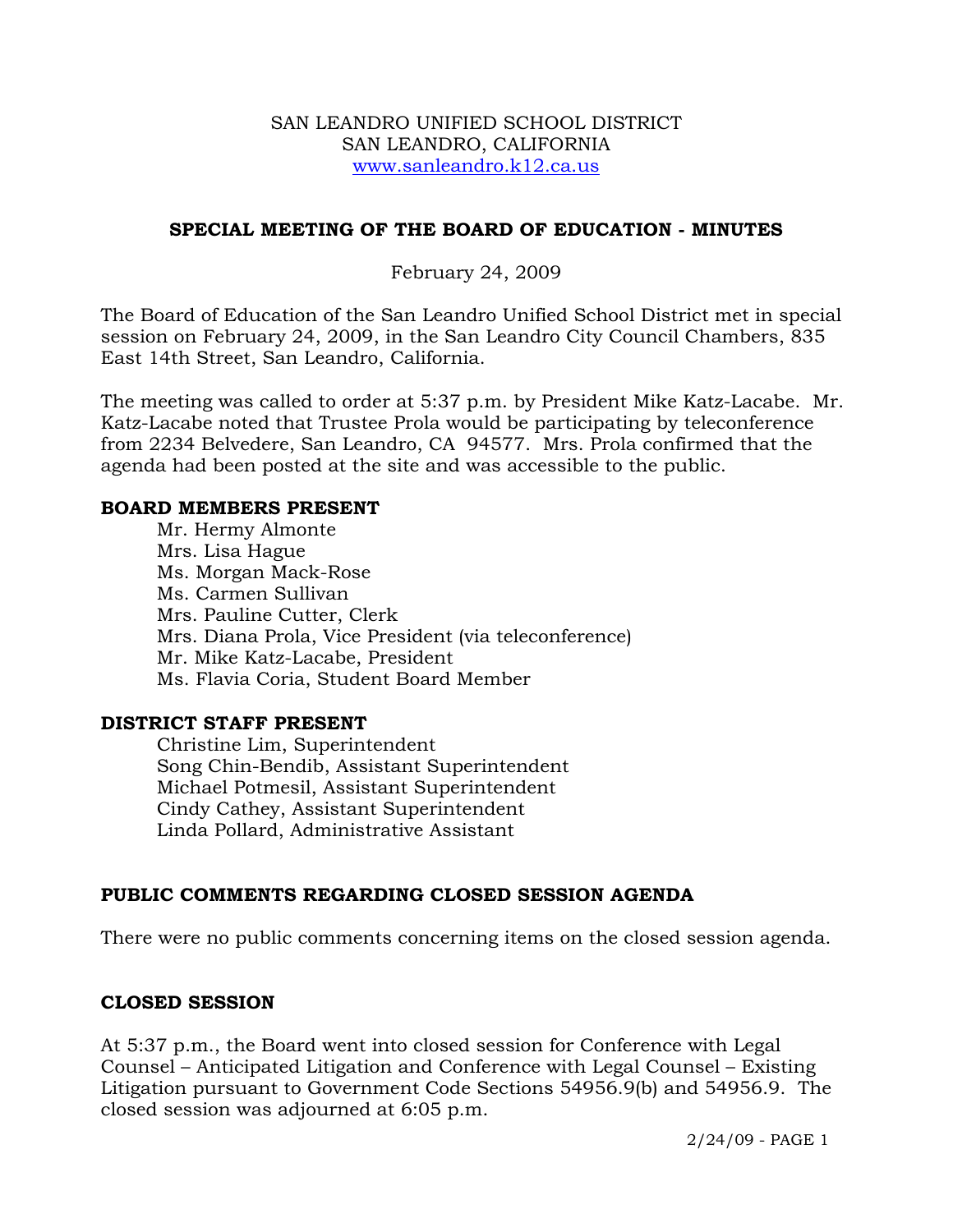SAN LEANDRO UNIFIED SCHOOL DISTRICT
SAN LEANDRO, CALIFORNIA
www.sanleandro.k12.ca.us

## SPECIAL MEETING OF THE BOARD OF EDUCATION - MINUTES

February 24, 2009

The Board of Education of the San Leandro Unified School District met in special session on February 24, 2009, in the San Leandro City Council Chambers, 835 East 14th Street, San Leandro, California.

The meeting was called to order at 5:37 p.m. by President Mike Katz-Lacabe. Mr. Katz-Lacabe noted that Trustee Prola would be participating by teleconference from 2234 Belvedere, San Leandro, CA 94577. Mrs. Prola confirmed that the agenda had been posted at the site and was accessible to the public.

### BOARD MEMBERS PRESENT

Mr. Hermy Almonte
Mrs. Lisa Hague
Ms. Morgan Mack-Rose
Ms. Carmen Sullivan
Mrs. Pauline Cutter, Clerk
Mrs. Diana Prola, Vice President (via teleconference)
Mr. Mike Katz-Lacabe, President
Ms. Flavia Coria, Student Board Member

### DISTRICT STAFF PRESENT

Christine Lim, Superintendent
Song Chin-Bendib, Assistant Superintendent
Michael Potmesil, Assistant Superintendent
Cindy Cathey, Assistant Superintendent
Linda Pollard, Administrative Assistant

### PUBLIC COMMENTS REGARDING CLOSED SESSION AGENDA

There were no public comments concerning items on the closed session agenda.

### CLOSED SESSION

At 5:37 p.m., the Board went into closed session for Conference with Legal Counsel – Anticipated Litigation and Conference with Legal Counsel – Existing Litigation pursuant to Government Code Sections 54956.9(b) and 54956.9. The closed session was adjourned at 6:05 p.m.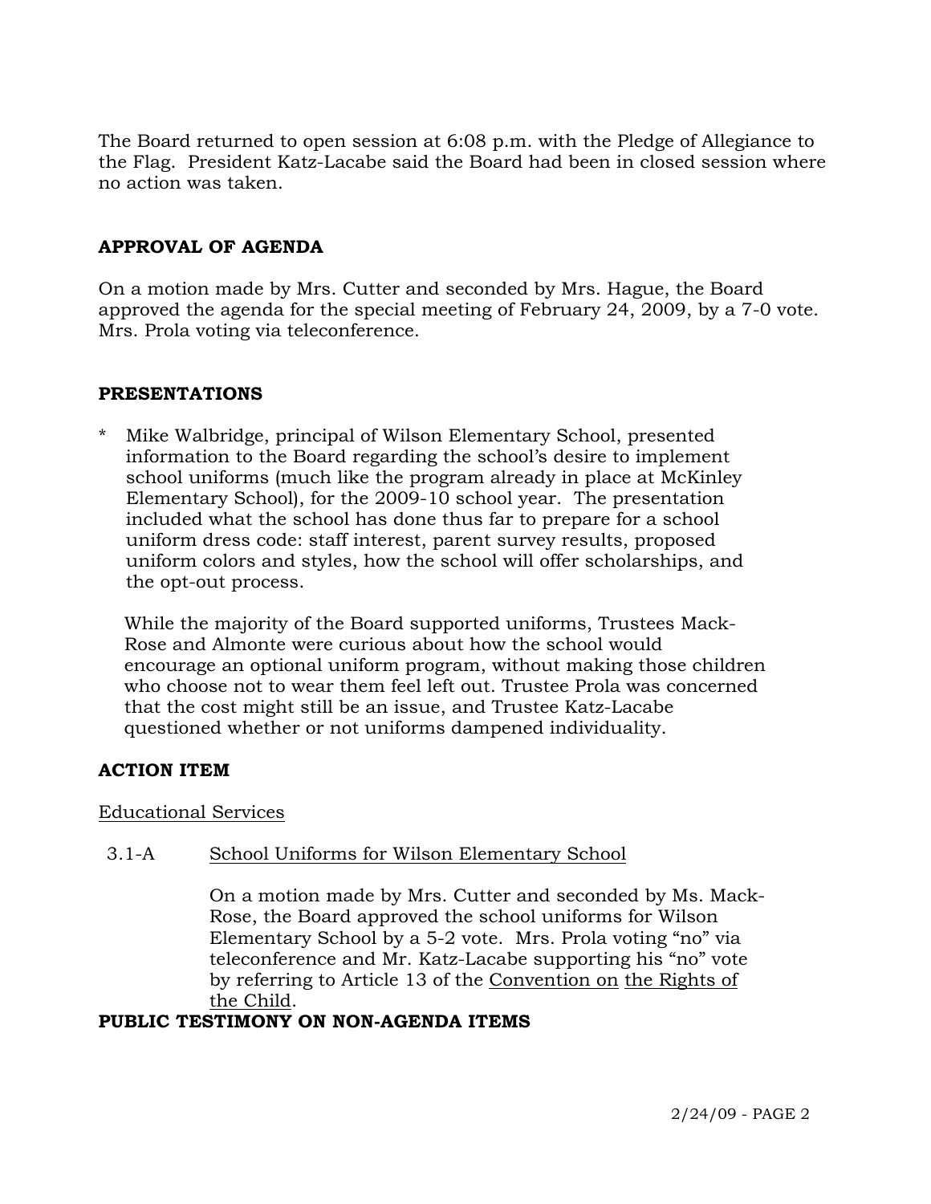The Board returned to open session at 6:08 p.m. with the Pledge of Allegiance to the Flag. President Katz-Lacabe said the Board had been in closed session where no action was taken.

## APPROVAL OF AGENDA

On a motion made by Mrs. Cutter and seconded by Mrs. Hague, the Board approved the agenda for the special meeting of February 24, 2009, by a 7-0 vote. Mrs. Prola voting via teleconference.

## PRESENTATIONS

* Mike Walbridge, principal of Wilson Elementary School, presented information to the Board regarding the school's desire to implement school uniforms (much like the program already in place at McKinley Elementary School), for the 2009-10 school year. The presentation included what the school has done thus far to prepare for a school uniform dress code: staff interest, parent survey results, proposed uniform colors and styles, how the school will offer scholarships, and the opt-out process.

  While the majority of the Board supported uniforms, Trustees Mack-Rose and Almonte were curious about how the school would encourage an optional uniform program, without making those children who choose not to wear them feel left out. Trustee Prola was concerned that the cost might still be an issue, and Trustee Katz-Lacabe questioned whether or not uniforms dampened individuality.

## ACTION ITEM

Educational Services

3.1-A School Uniforms for Wilson Elementary School

On a motion made by Mrs. Cutter and seconded by Ms. Mack-Rose, the Board approved the school uniforms for Wilson Elementary School by a 5-2 vote. Mrs. Prola voting "no" via teleconference and Mr. Katz-Lacabe supporting his "no" vote by referring to Article 13 of the Convention on the Rights of the Child.

## PUBLIC TESTIMONY ON NON-AGENDA ITEMS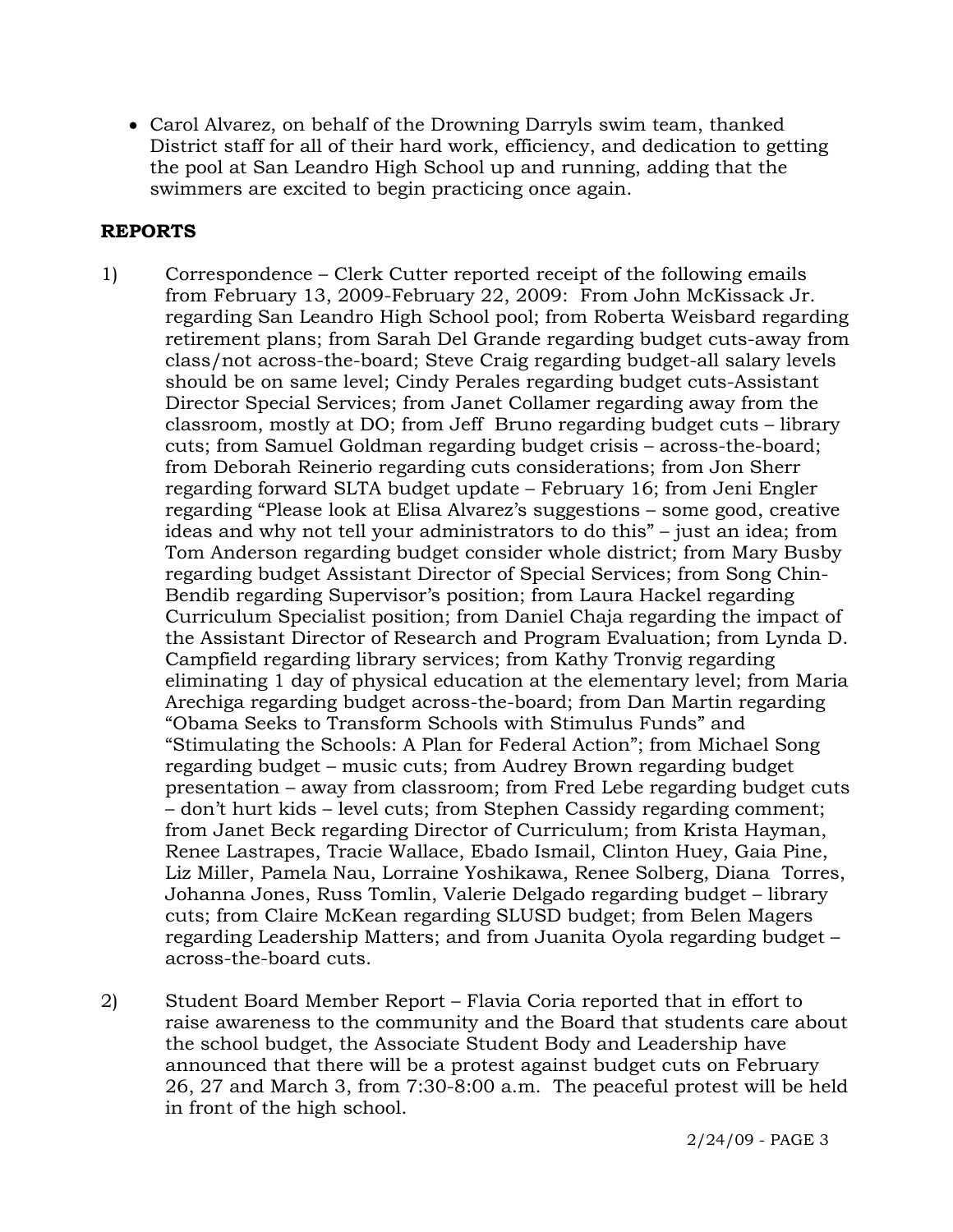- Carol Alvarez, on behalf of the Drowning Darryls swim team, thanked District staff for all of their hard work, efficiency, and dedication to getting the pool at San Leandro High School up and running, adding that the swimmers are excited to begin practicing once again.

**REPORTS**

1) Correspondence – Clerk Cutter reported receipt of the following emails from February 13, 2009-February 22, 2009: From John McKissack Jr. regarding San Leandro High School pool; from Roberta Weisbard regarding retirement plans; from Sarah Del Grande regarding budget cuts-away from class/not across-the-board; Steve Craig regarding budget-all salary levels should be on same level; Cindy Perales regarding budget cuts-Assistant Director Special Services; from Janet Collamer regarding away from the classroom, mostly at DO; from Jeff Bruno regarding budget cuts – library cuts; from Samuel Goldman regarding budget crisis – across-the-board; from Deborah Reinerio regarding cuts considerations; from Jon Sherr regarding forward SLTA budget update – February 16; from Jeni Engler regarding "Please look at Elisa Alvarez's suggestions – some good, creative ideas and why not tell your administrators to do this" – just an idea; from Tom Anderson regarding budget consider whole district; from Mary Busby regarding budget Assistant Director of Special Services; from Song Chin-Bendib regarding Supervisor's position; from Laura Hackel regarding Curriculum Specialist position; from Daniel Chaja regarding the impact of the Assistant Director of Research and Program Evaluation; from Lynda D. Campfield regarding library services; from Kathy Tronvig regarding eliminating 1 day of physical education at the elementary level; from Maria Arechiga regarding budget across-the-board; from Dan Martin regarding "Obama Seeks to Transform Schools with Stimulus Funds" and "Stimulating the Schools: A Plan for Federal Action"; from Michael Song regarding budget – music cuts; from Audrey Brown regarding budget presentation – away from classroom; from Fred Lebe regarding budget cuts – don't hurt kids – level cuts; from Stephen Cassidy regarding comment; from Janet Beck regarding Director of Curriculum; from Krista Hayman, Renee Lastrapes, Tracie Wallace, Ebado Ismail, Clinton Huey, Gaia Pine, Liz Miller, Pamela Nau, Lorraine Yoshikawa, Renee Solberg, Diana Torres, Johanna Jones, Russ Tomlin, Valerie Delgado regarding budget – library cuts; from Claire McKean regarding SLUSD budget; from Belen Magers regarding Leadership Matters; and from Juanita Oyola regarding budget – across-the-board cuts.

2) Student Board Member Report – Flavia Coria reported that in effort to raise awareness to the community and the Board that students care about the school budget, the Associate Student Body and Leadership have announced that there will be a protest against budget cuts on February 26, 27 and March 3, from 7:30-8:00 a.m. The peaceful protest will be held in front of the high school.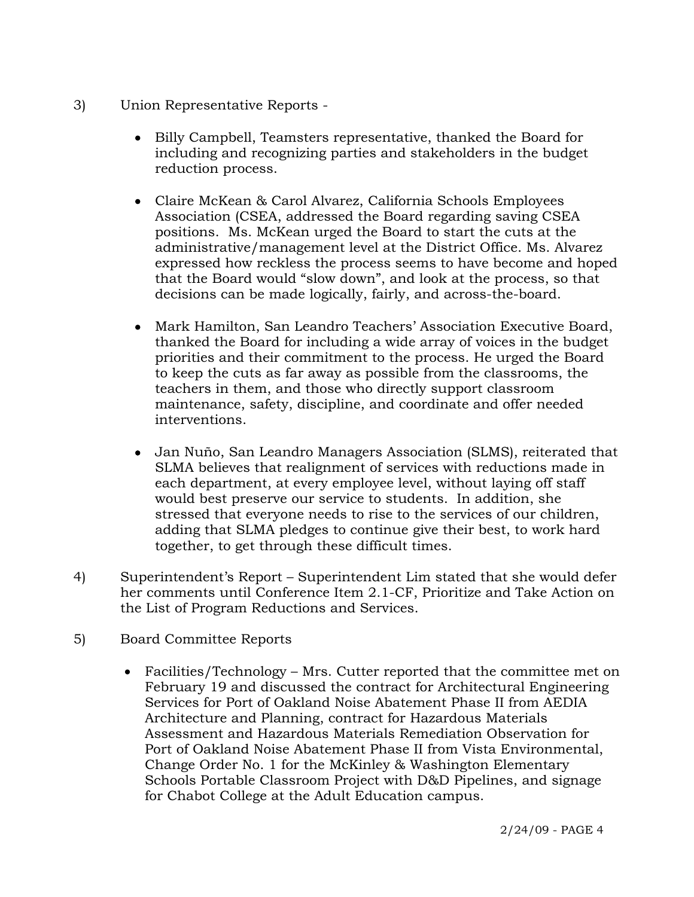3) Union Representative Reports -

- Billy Campbell, Teamsters representative, thanked the Board for including and recognizing parties and stakeholders in the budget reduction process.

- Claire McKean & Carol Alvarez, California Schools Employees Association (CSEA, addressed the Board regarding saving CSEA positions. Ms. McKean urged the Board to start the cuts at the administrative/management level at the District Office. Ms. Alvarez expressed how reckless the process seems to have become and hoped that the Board would "slow down", and look at the process, so that decisions can be made logically, fairly, and across-the-board.

- Mark Hamilton, San Leandro Teachers' Association Executive Board, thanked the Board for including a wide array of voices in the budget priorities and their commitment to the process. He urged the Board to keep the cuts as far away as possible from the classrooms, the teachers in them, and those who directly support classroom maintenance, safety, discipline, and coordinate and offer needed interventions.

- Jan Nuño, San Leandro Managers Association (SLMS), reiterated that SLMA believes that realignment of services with reductions made in each department, at every employee level, without laying off staff would best preserve our service to students. In addition, she stressed that everyone needs to rise to the services of our children, adding that SLMA pledges to continue give their best, to work hard together, to get through these difficult times.

4) Superintendent's Report – Superintendent Lim stated that she would defer her comments until Conference Item 2.1-CF, Prioritize and Take Action on the List of Program Reductions and Services.

5) Board Committee Reports

- Facilities/Technology – Mrs. Cutter reported that the committee met on February 19 and discussed the contract for Architectural Engineering Services for Port of Oakland Noise Abatement Phase II from AEDIA Architecture and Planning, contract for Hazardous Materials Assessment and Hazardous Materials Remediation Observation for Port of Oakland Noise Abatement Phase II from Vista Environmental, Change Order No. 1 for the McKinley & Washington Elementary Schools Portable Classroom Project with D&D Pipelines, and signage for Chabot College at the Adult Education campus.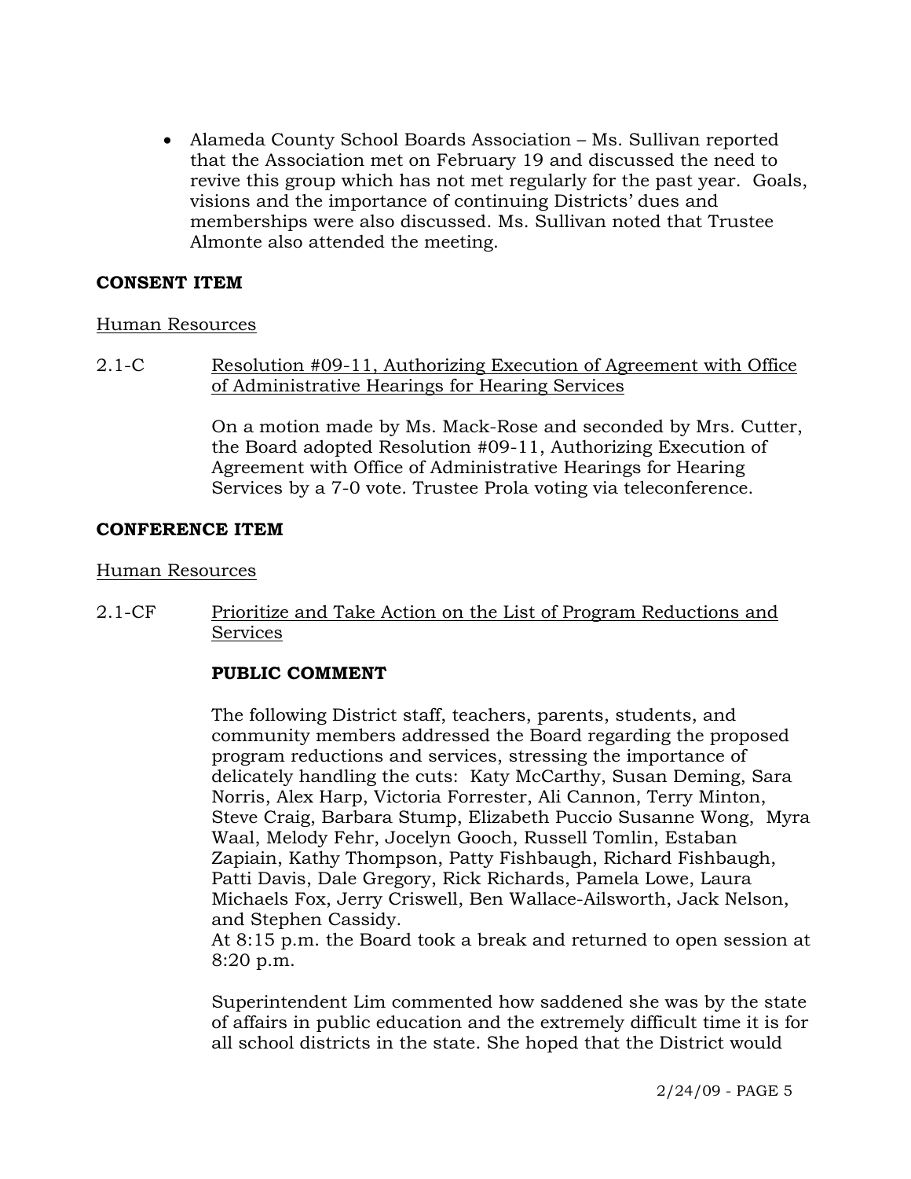- Alameda County School Boards Association – Ms. Sullivan reported that the Association met on February 19 and discussed the need to revive this group which has not met regularly for the past year. Goals, visions and the importance of continuing Districts' dues and memberships were also discussed. Ms. Sullivan noted that Trustee Almonte also attended the meeting.

**CONSENT ITEM**

Human Resources

2.1-C Resolution #09-11, Authorizing Execution of Agreement with Office of Administrative Hearings for Hearing Services

On a motion made by Ms. Mack-Rose and seconded by Mrs. Cutter, the Board adopted Resolution #09-11, Authorizing Execution of Agreement with Office of Administrative Hearings for Hearing Services by a 7-0 vote. Trustee Prola voting via teleconference.

**CONFERENCE ITEM**

Human Resources

2.1-CF Prioritize and Take Action on the List of Program Reductions and Services

**PUBLIC COMMENT**

The following District staff, teachers, parents, students, and community members addressed the Board regarding the proposed program reductions and services, stressing the importance of delicately handling the cuts: Katy McCarthy, Susan Deming, Sara Norris, Alex Harp, Victoria Forrester, Ali Cannon, Terry Minton, Steve Craig, Barbara Stump, Elizabeth Puccio Susanne Wong, Myra Waal, Melody Fehr, Jocelyn Gooch, Russell Tomlin, Estaban Zapiain, Kathy Thompson, Patty Fishbaugh, Richard Fishbaugh, Patti Davis, Dale Gregory, Rick Richards, Pamela Lowe, Laura Michaels Fox, Jerry Criswell, Ben Wallace-Ailsworth, Jack Nelson, and Stephen Cassidy.
At 8:15 p.m. the Board took a break and returned to open session at 8:20 p.m.

Superintendent Lim commented how saddened she was by the state of affairs in public education and the extremely difficult time it is for all school districts in the state. She hoped that the District would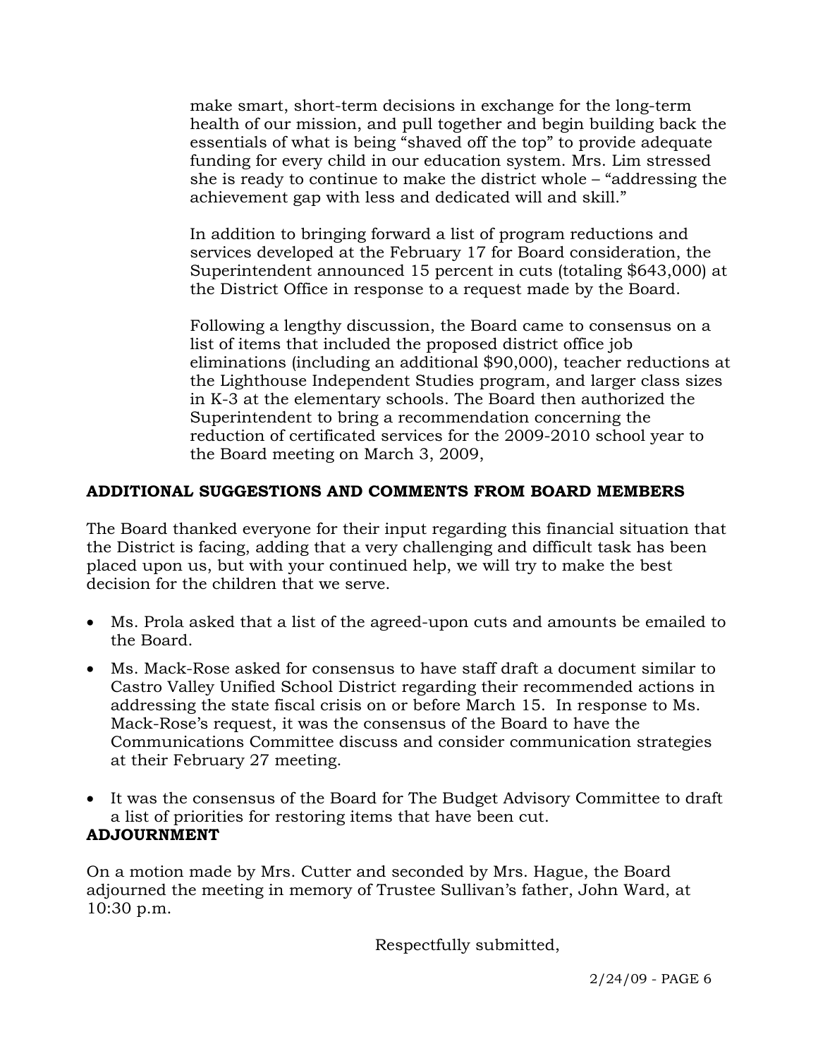make smart, short-term decisions in exchange for the long-term health of our mission, and pull together and begin building back the essentials of what is being "shaved off the top" to provide adequate funding for every child in our education system. Mrs. Lim stressed she is ready to continue to make the district whole – "addressing the achievement gap with less and dedicated will and skill."

In addition to bringing forward a list of program reductions and services developed at the February 17 for Board consideration, the Superintendent announced 15 percent in cuts (totaling $643,000) at the District Office in response to a request made by the Board.

Following a lengthy discussion, the Board came to consensus on a list of items that included the proposed district office job eliminations (including an additional $90,000), teacher reductions at the Lighthouse Independent Studies program, and larger class sizes in K-3 at the elementary schools. The Board then authorized the Superintendent to bring a recommendation concerning the reduction of certificated services for the 2009-2010 school year to the Board meeting on March 3, 2009,

**ADDITIONAL SUGGESTIONS AND COMMENTS FROM BOARD MEMBERS**

The Board thanked everyone for their input regarding this financial situation that the District is facing, adding that a very challenging and difficult task has been placed upon us, but with your continued help, we will try to make the best decision for the children that we serve.

- Ms. Prola asked that a list of the agreed-upon cuts and amounts be emailed to the Board.
- Ms. Mack-Rose asked for consensus to have staff draft a document similar to Castro Valley Unified School District regarding their recommended actions in addressing the state fiscal crisis on or before March 15. In response to Ms. Mack-Rose's request, it was the consensus of the Board to have the Communications Committee discuss and consider communication strategies at their February 27 meeting.
- It was the consensus of the Board for The Budget Advisory Committee to draft a list of priorities for restoring items that have been cut.

**ADJOURNMENT**

On a motion made by Mrs. Cutter and seconded by Mrs. Hague, the Board adjourned the meeting in memory of Trustee Sullivan's father, John Ward, at 10:30 p.m.

Respectfully submitted,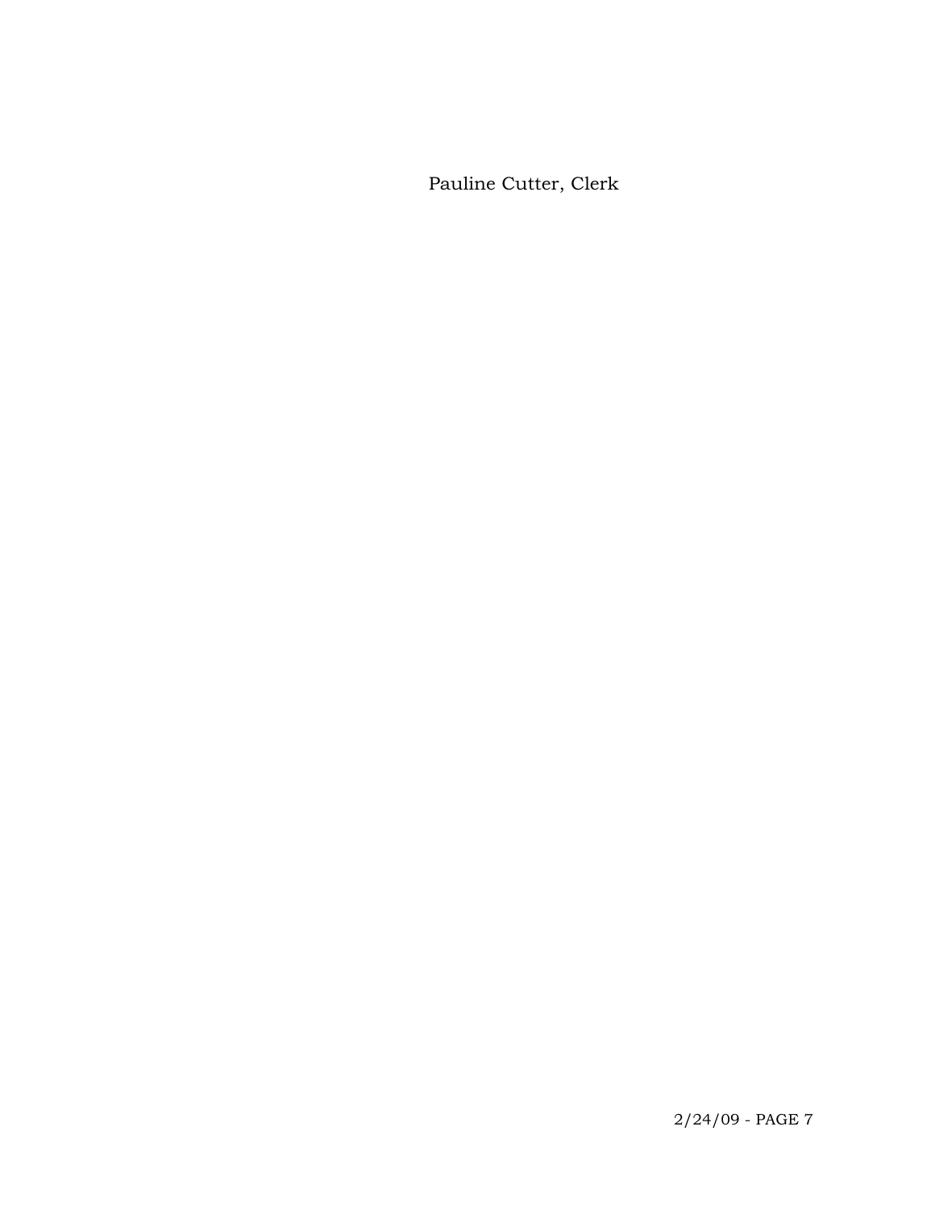Pauline Cutter, Clerk